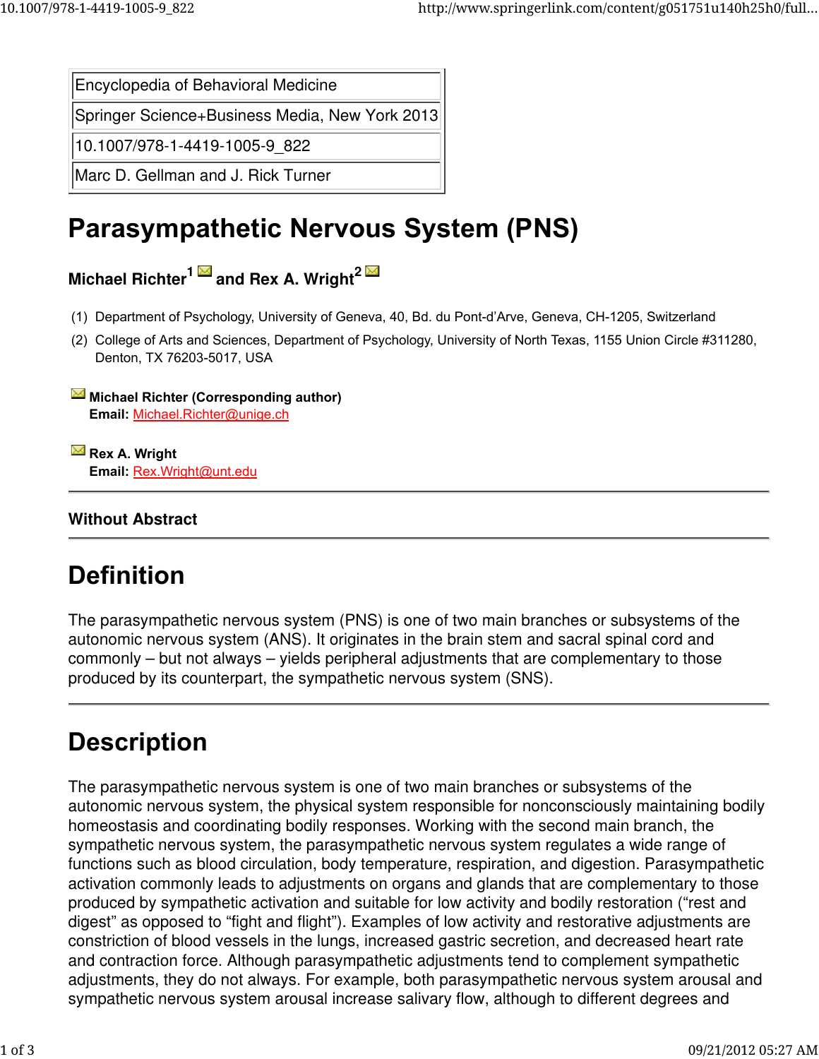| |
|---|
| Encyclopedia of Behavioral Medicine |
| Springer Science+Business Media, New York 2013 |
| 10.1007/978-1-4419-1005-9_822 |
| Marc D. Gellman and J. Rick Turner |

# Parasympathetic Nervous System (PNS)

**Michael Richter[1] and Rex A. Wright[2]**

(1) Department of Psychology, University of Geneva, 40, Bd. du Pont-d'Arve, Geneva, CH-1205, Switzerland

(2) College of Arts and Sciences, Department of Psychology, University of North Texas, 1155 Union Circle #311280, Denton, TX 76203-5017, USA

**Michael Richter (Corresponding author)**
**Email:** Michael.Richter@unige.ch

**Rex A. Wright**
**Email:** Rex.Wright@unt.edu

---

### Without Abstract

---

## Definition

The parasympathetic nervous system (PNS) is one of two main branches or subsystems of the autonomic nervous system (ANS). It originates in the brain stem and sacral spinal cord and commonly – but not always – yields peripheral adjustments that are complementary to those produced by its counterpart, the sympathetic nervous system (SNS).

---

## Description

The parasympathetic nervous system is one of two main branches or subsystems of the autonomic nervous system, the physical system responsible for nonconsciously maintaining bodily homeostasis and coordinating bodily responses. Working with the second main branch, the sympathetic nervous system, the parasympathetic nervous system regulates a wide range of functions such as blood circulation, body temperature, respiration, and digestion. Parasympathetic activation commonly leads to adjustments on organs and glands that are complementary to those produced by sympathetic activation and suitable for low activity and bodily restoration ("rest and digest" as opposed to "fight and flight"). Examples of low activity and restorative adjustments are constriction of blood vessels in the lungs, increased gastric secretion, and decreased heart rate and contraction force. Although parasympathetic adjustments tend to complement sympathetic adjustments, they do not always. For example, both parasympathetic nervous system arousal and sympathetic nervous system arousal increase salivary flow, although to different degrees and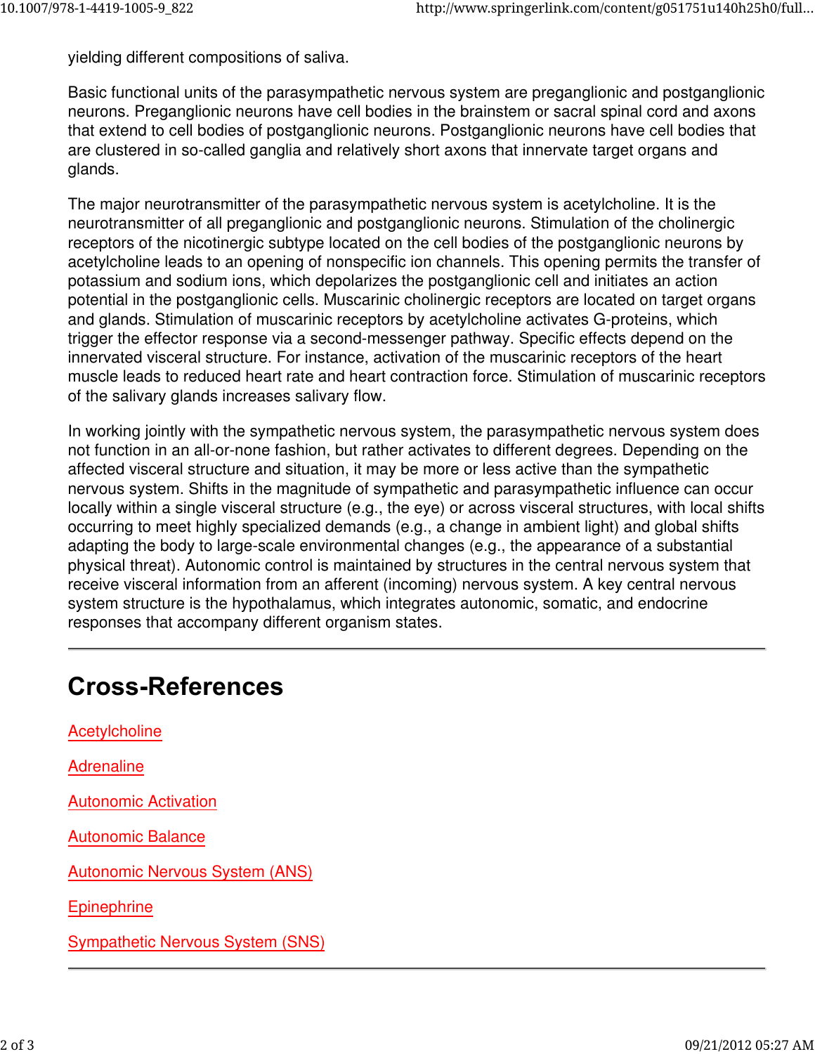yielding different compositions of saliva.

Basic functional units of the parasympathetic nervous system are preganglionic and postganglionic neurons. Preganglionic neurons have cell bodies in the brainstem or sacral spinal cord and axons that extend to cell bodies of postganglionic neurons. Postganglionic neurons have cell bodies that are clustered in so-called ganglia and relatively short axons that innervate target organs and glands.

The major neurotransmitter of the parasympathetic nervous system is acetylcholine. It is the neurotransmitter of all preganglionic and postganglionic neurons. Stimulation of the cholinergic receptors of the nicotinergic subtype located on the cell bodies of the postganglionic neurons by acetylcholine leads to an opening of nonspecific ion channels. This opening permits the transfer of potassium and sodium ions, which depolarizes the postganglionic cell and initiates an action potential in the postganglionic cells. Muscarinic cholinergic receptors are located on target organs and glands. Stimulation of muscarinic receptors by acetylcholine activates G-proteins, which trigger the effector response via a second-messenger pathway. Specific effects depend on the innervated visceral structure. For instance, activation of the muscarinic receptors of the heart muscle leads to reduced heart rate and heart contraction force. Stimulation of muscarinic receptors of the salivary glands increases salivary flow.

In working jointly with the sympathetic nervous system, the parasympathetic nervous system does not function in an all-or-none fashion, but rather activates to different degrees. Depending on the affected visceral structure and situation, it may be more or less active than the sympathetic nervous system. Shifts in the magnitude of sympathetic and parasympathetic influence can occur locally within a single visceral structure (e.g., the eye) or across visceral structures, with local shifts occurring to meet highly specialized demands (e.g., a change in ambient light) and global shifts adapting the body to large-scale environmental changes (e.g., the appearance of a substantial physical threat). Autonomic control is maintained by structures in the central nervous system that receive visceral information from an afferent (incoming) nervous system. A key central nervous system structure is the hypothalamus, which integrates autonomic, somatic, and endocrine responses that accompany different organism states.

---

## Cross-References

Acetylcholine

Adrenaline

Autonomic Activation

Autonomic Balance

Autonomic Nervous System (ANS)

Epinephrine

Sympathetic Nervous System (SNS)

---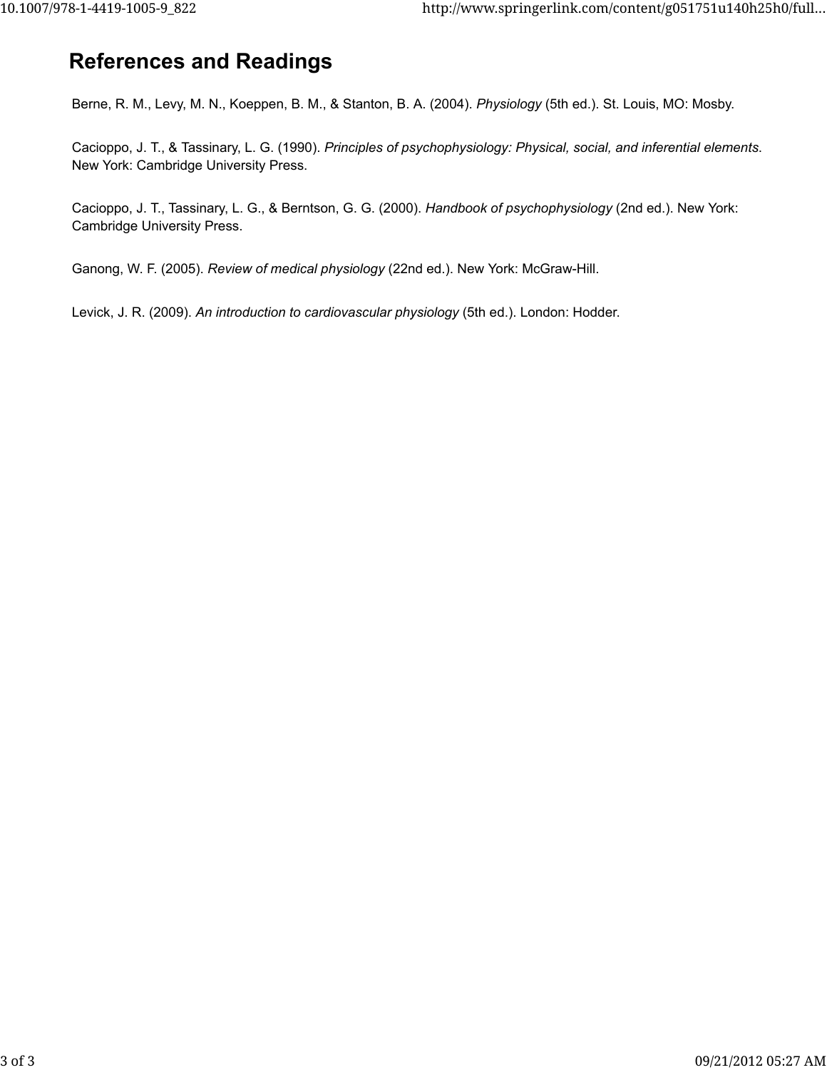## References and Readings

Berne, R. M., Levy, M. N., Koeppen, B. M., & Stanton, B. A. (2004). *Physiology* (5th ed.). St. Louis, MO: Mosby.

Cacioppo, J. T., & Tassinary, L. G. (1990). *Principles of psychophysiology: Physical, social, and inferential elements*. New York: Cambridge University Press.

Cacioppo, J. T., Tassinary, L. G., & Berntson, G. G. (2000). *Handbook of psychophysiology* (2nd ed.). New York: Cambridge University Press.

Ganong, W. F. (2005). *Review of medical physiology* (22nd ed.). New York: McGraw-Hill.

Levick, J. R. (2009). *An introduction to cardiovascular physiology* (5th ed.). London: Hodder.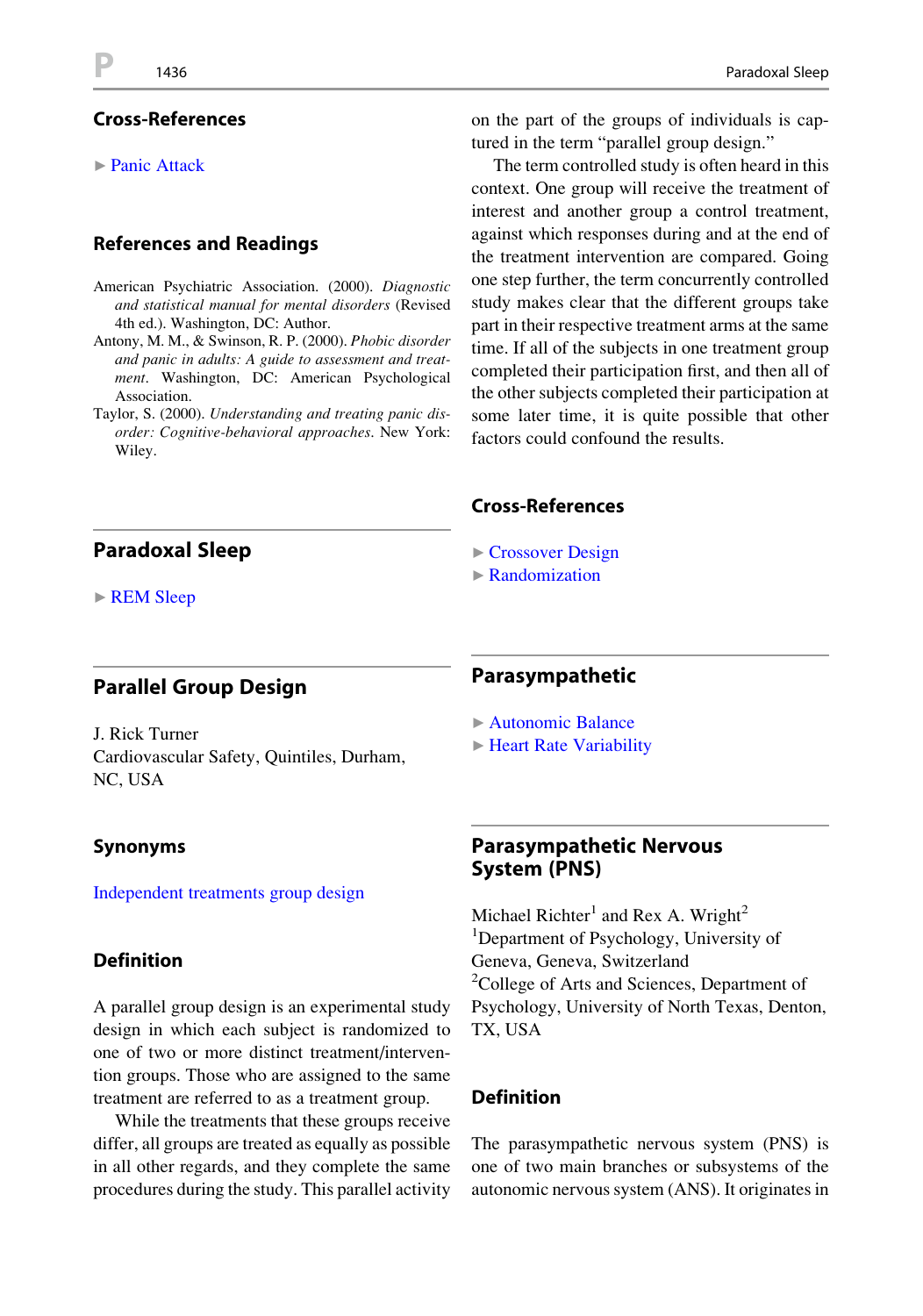## Cross-References

► Panic Attack

## References and Readings

American Psychiatric Association. (2000). *Diagnostic and statistical manual for mental disorders* (Revised 4th ed.). Washington, DC: Author.

Antony, M. M., & Swinson, R. P. (2000). *Phobic disorder and panic in adults: A guide to assessment and treatment*. Washington, DC: American Psychological Association.

Taylor, S. (2000). *Understanding and treating panic disorder: Cognitive-behavioral approaches*. New York: Wiley.

# Paradoxal Sleep

► REM Sleep

# Parallel Group Design

J. Rick Turner
Cardiovascular Safety, Quintiles, Durham, NC, USA

## Synonyms

Independent treatments group design

## Definition

A parallel group design is an experimental study design in which each subject is randomized to one of two or more distinct treatment/intervention groups. Those who are assigned to the same treatment are referred to as a treatment group.

While the treatments that these groups receive differ, all groups are treated as equally as possible in all other regards, and they complete the same procedures during the study. This parallel activity on the part of the groups of individuals is captured in the term "parallel group design."

The term controlled study is often heard in this context. One group will receive the treatment of interest and another group a control treatment, against which responses during and at the end of the treatment intervention are compared. Going one step further, the term concurrently controlled study makes clear that the different groups take part in their respective treatment arms at the same time. If all of the subjects in one treatment group completed their participation first, and then all of the other subjects completed their participation at some later time, it is quite possible that other factors could confound the results.

## Cross-References

► Crossover Design
► Randomization

# Parasympathetic

► Autonomic Balance
► Heart Rate Variability

# Parasympathetic Nervous System (PNS)

Michael Richter[1] and Rex A. Wright[2]
[1]Department of Psychology, University of Geneva, Geneva, Switzerland
[2]College of Arts and Sciences, Department of Psychology, University of North Texas, Denton, TX, USA

## Definition

The parasympathetic nervous system (PNS) is one of two main branches or subsystems of the autonomic nervous system (ANS). It originates in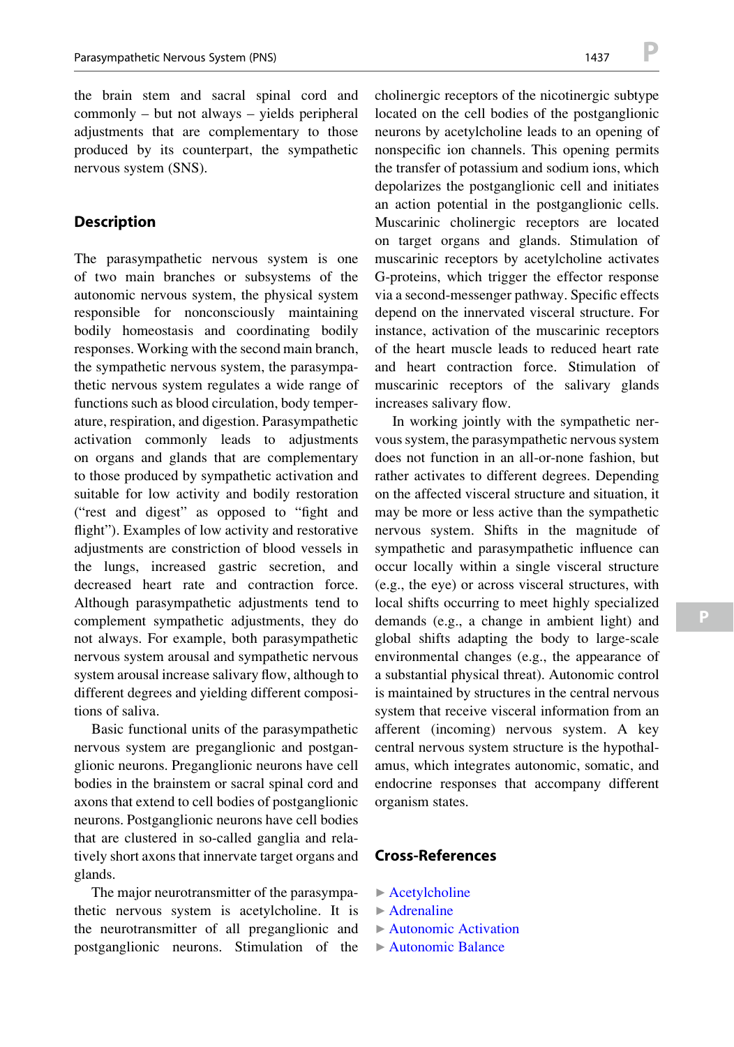the brain stem and sacral spinal cord and commonly – but not always – yields peripheral adjustments that are complementary to those produced by its counterpart, the sympathetic nervous system (SNS).

## Description

The parasympathetic nervous system is one of two main branches or subsystems of the autonomic nervous system, the physical system responsible for nonconsciously maintaining bodily homeostasis and coordinating bodily responses. Working with the second main branch, the sympathetic nervous system, the parasympathetic nervous system regulates a wide range of functions such as blood circulation, body temperature, respiration, and digestion. Parasympathetic activation commonly leads to adjustments on organs and glands that are complementary to those produced by sympathetic activation and suitable for low activity and bodily restoration ("rest and digest" as opposed to "fight and flight"). Examples of low activity and restorative adjustments are constriction of blood vessels in the lungs, increased gastric secretion, and decreased heart rate and contraction force. Although parasympathetic adjustments tend to complement sympathetic adjustments, they do not always. For example, both parasympathetic nervous system arousal and sympathetic nervous system arousal increase salivary flow, although to different degrees and yielding different compositions of saliva.

Basic functional units of the parasympathetic nervous system are preganglionic and postganglionic neurons. Preganglionic neurons have cell bodies in the brainstem or sacral spinal cord and axons that extend to cell bodies of postganglionic neurons. Postganglionic neurons have cell bodies that are clustered in so-called ganglia and relatively short axons that innervate target organs and glands.

The major neurotransmitter of the parasympathetic nervous system is acetylcholine. It is the neurotransmitter of all preganglionic and postganglionic neurons. Stimulation of the cholinergic receptors of the nicotinergic subtype located on the cell bodies of the postganglionic neurons by acetylcholine leads to an opening of nonspecific ion channels. This opening permits the transfer of potassium and sodium ions, which depolarizes the postganglionic cell and initiates an action potential in the postganglionic cells. Muscarinic cholinergic receptors are located on target organs and glands. Stimulation of muscarinic receptors by acetylcholine activates G-proteins, which trigger the effector response via a second-messenger pathway. Specific effects depend on the innervated visceral structure. For instance, activation of the muscarinic receptors of the heart muscle leads to reduced heart rate and heart contraction force. Stimulation of muscarinic receptors of the salivary glands increases salivary flow.

In working jointly with the sympathetic nervous system, the parasympathetic nervous system does not function in an all-or-none fashion, but rather activates to different degrees. Depending on the affected visceral structure and situation, it may be more or less active than the sympathetic nervous system. Shifts in the magnitude of sympathetic and parasympathetic influence can occur locally within a single visceral structure (e.g., the eye) or across visceral structures, with local shifts occurring to meet highly specialized demands (e.g., a change in ambient light) and global shifts adapting the body to large-scale environmental changes (e.g., the appearance of a substantial physical threat). Autonomic control is maintained by structures in the central nervous system that receive visceral information from an afferent (incoming) nervous system. A key central nervous system structure is the hypothalamus, which integrates autonomic, somatic, and endocrine responses that accompany different organism states.

## Cross-References

- ► Acetylcholine
- ► Adrenaline
- ► Autonomic Activation
- ► Autonomic Balance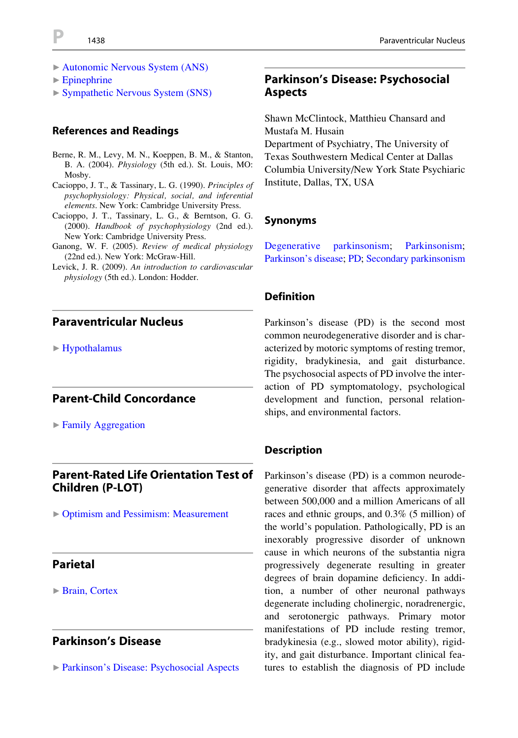- ► Autonomic Nervous System (ANS)
- ► Epinephrine
- ► Sympathetic Nervous System (SNS)

## References and Readings

Berne, R. M., Levy, M. N., Koeppen, B. M., & Stanton, B. A. (2004). *Physiology* (5th ed.). St. Louis, MO: Mosby.

Cacioppo, J. T., & Tassinary, L. G. (1990). *Principles of psychophysiology: Physical, social, and inferential elements*. New York: Cambridge University Press.

Cacioppo, J. T., Tassinary, L. G., & Berntson, G. G. (2000). *Handbook of psychophysiology* (2nd ed.). New York: Cambridge University Press.

Ganong, W. F. (2005). *Review of medical physiology* (22nd ed.). New York: McGraw-Hill.

Levick, J. R. (2009). *An introduction to cardiovascular physiology* (5th ed.). London: Hodder.

# Paraventricular Nucleus

► Hypothalamus

# Parent-Child Concordance

► Family Aggregation

# Parent-Rated Life Orientation Test of Children (P-LOT)

► Optimism and Pessimism: Measurement

# Parietal

► Brain, Cortex

# Parkinson's Disease

► Parkinson's Disease: Psychosocial Aspects

# Parkinson's Disease: Psychosocial Aspects

Shawn McClintock, Matthieu Chansard and Mustafa M. Husain
Department of Psychiatry, The University of Texas Southwestern Medical Center at Dallas
Columbia University/New York State Psychiaric Institute, Dallas, TX, USA

## Synonyms

Degenerative parkinsonism; Parkinsonism; Parkinson's disease; PD; Secondary parkinsonism

## Definition

Parkinson's disease (PD) is the second most common neurodegenerative disorder and is characterized by motoric symptoms of resting tremor, rigidity, bradykinesia, and gait disturbance. The psychosocial aspects of PD involve the interaction of PD symptomatology, psychological development and function, personal relationships, and environmental factors.

## Description

Parkinson's disease (PD) is a common neurodegenerative disorder that affects approximately between 500,000 and a million Americans of all races and ethnic groups, and 0.3% (5 million) of the world's population. Pathologically, PD is an inexorably progressive disorder of unknown cause in which neurons of the substantia nigra progressively degenerate resulting in greater degrees of brain dopamine deficiency. In addition, a number of other neuronal pathways degenerate including cholinergic, noradrenergic, and serotonergic pathways. Primary motor manifestations of PD include resting tremor, bradykinesia (e.g., slowed motor ability), rigidity, and gait disturbance. Important clinical features to establish the diagnosis of PD include